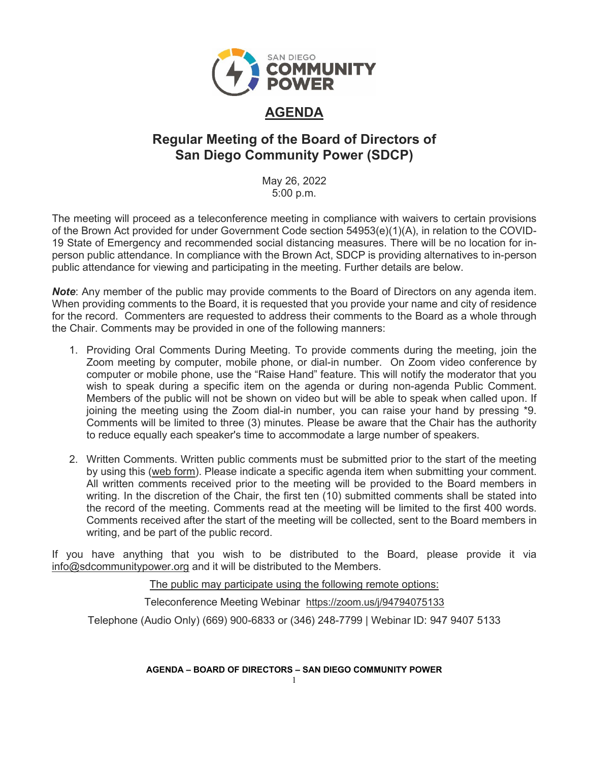# AGENDA

## Regular Meeting of the Board of Directors of San Diego Community Power (SDCP)

May 26, 2022
5:00 p.m.

The meeting will proceed as a teleconference meeting in compliance with waivers to certain provisions of the Brown Act provided for under Government Code section 54953(e)(1)(A), in relation to the COVID-19 State of Emergency and recommended social distancing measures. There will be no location for in-person public attendance. In compliance with the Brown Act, SDCP is providing alternatives to in-person public attendance for viewing and participating in the meeting. Further details are below.

***Note***: Any member of the public may provide comments to the Board of Directors on any agenda item. When providing comments to the Board, it is requested that you provide your name and city of residence for the record. Commenters are requested to address their comments to the Board as a whole through the Chair. Comments may be provided in one of the following manners:

1. Providing Oral Comments During Meeting. To provide comments during the meeting, join the Zoom meeting by computer, mobile phone, or dial-in number. On Zoom video conference by computer or mobile phone, use the "Raise Hand" feature. This will notify the moderator that you wish to speak during a specific item on the agenda or during non-agenda Public Comment. Members of the public will not be shown on video but will be able to speak when called upon. If joining the meeting using the Zoom dial-in number, you can raise your hand by pressing *9. Comments will be limited to three (3) minutes. Please be aware that the Chair has the authority to reduce equally each speaker's time to accommodate a large number of speakers.

2. Written Comments. Written public comments must be submitted prior to the start of the meeting by using this (web form). Please indicate a specific agenda item when submitting your comment. All written comments received prior to the meeting will be provided to the Board members in writing. In the discretion of the Chair, the first ten (10) submitted comments shall be stated into the record of the meeting. Comments read at the meeting will be limited to the first 400 words. Comments received after the start of the meeting will be collected, sent to the Board members in writing, and be part of the public record.

If you have anything that you wish to be distributed to the Board, please provide it via info@sdcommunitypower.org and it will be distributed to the Members.

The public may participate using the following remote options:

Teleconference Meeting Webinar https://zoom.us/j/94794075133

Telephone (Audio Only) (669) 900-6833 or (346) 248-7799 | Webinar ID: 947 9407 5133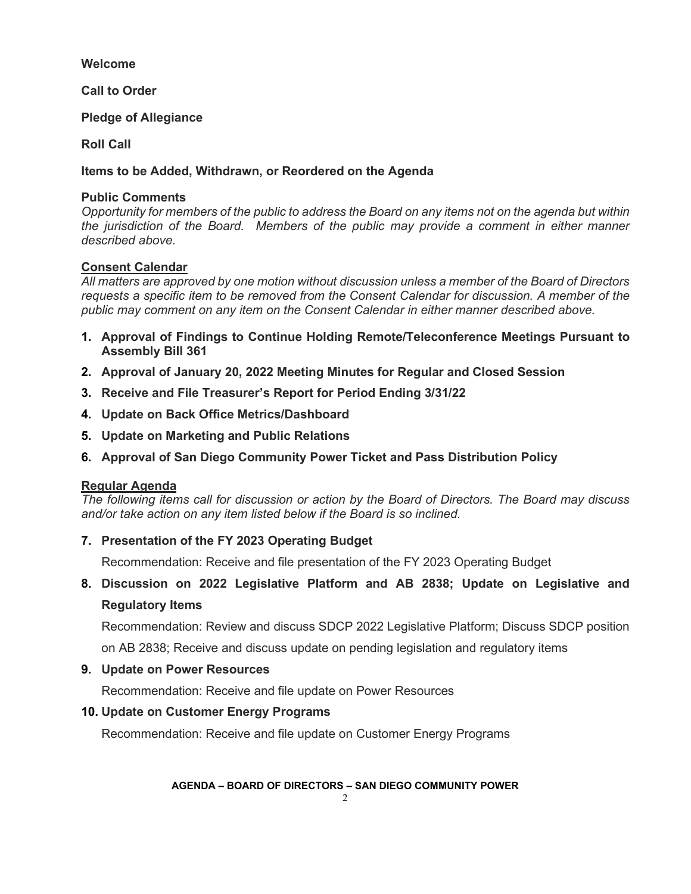**Welcome**

**Call to Order**

**Pledge of Allegiance**

**Roll Call**

**Items to be Added, Withdrawn, or Reordered on the Agenda**

**Public Comments**

*Opportunity for members of the public to address the Board on any items not on the agenda but within the jurisdiction of the Board. Members of the public may provide a comment in either manner described above.*

**Consent Calendar**

*All matters are approved by one motion without discussion unless a member of the Board of Directors requests a specific item to be removed from the Consent Calendar for discussion. A member of the public may comment on any item on the Consent Calendar in either manner described above.*

1. **Approval of Findings to Continue Holding Remote/Teleconference Meetings Pursuant to Assembly Bill 361**
2. **Approval of January 20, 2022 Meeting Minutes for Regular and Closed Session**
3. **Receive and File Treasurer's Report for Period Ending 3/31/22**
4. **Update on Back Office Metrics/Dashboard**
5. **Update on Marketing and Public Relations**
6. **Approval of San Diego Community Power Ticket and Pass Distribution Policy**

**Regular Agenda**

*The following items call for discussion or action by the Board of Directors. The Board may discuss and/or take action on any item listed below if the Board is so inclined.*

7. **Presentation of the FY 2023 Operating Budget**

   Recommendation: Receive and file presentation of the FY 2023 Operating Budget

8. **Discussion on 2022 Legislative Platform and AB 2838; Update on Legislative and Regulatory Items**

   Recommendation: Review and discuss SDCP 2022 Legislative Platform; Discuss SDCP position on AB 2838; Receive and discuss update on pending legislation and regulatory items

9. **Update on Power Resources**

   Recommendation: Receive and file update on Power Resources

10. **Update on Customer Energy Programs**

    Recommendation: Receive and file update on Customer Energy Programs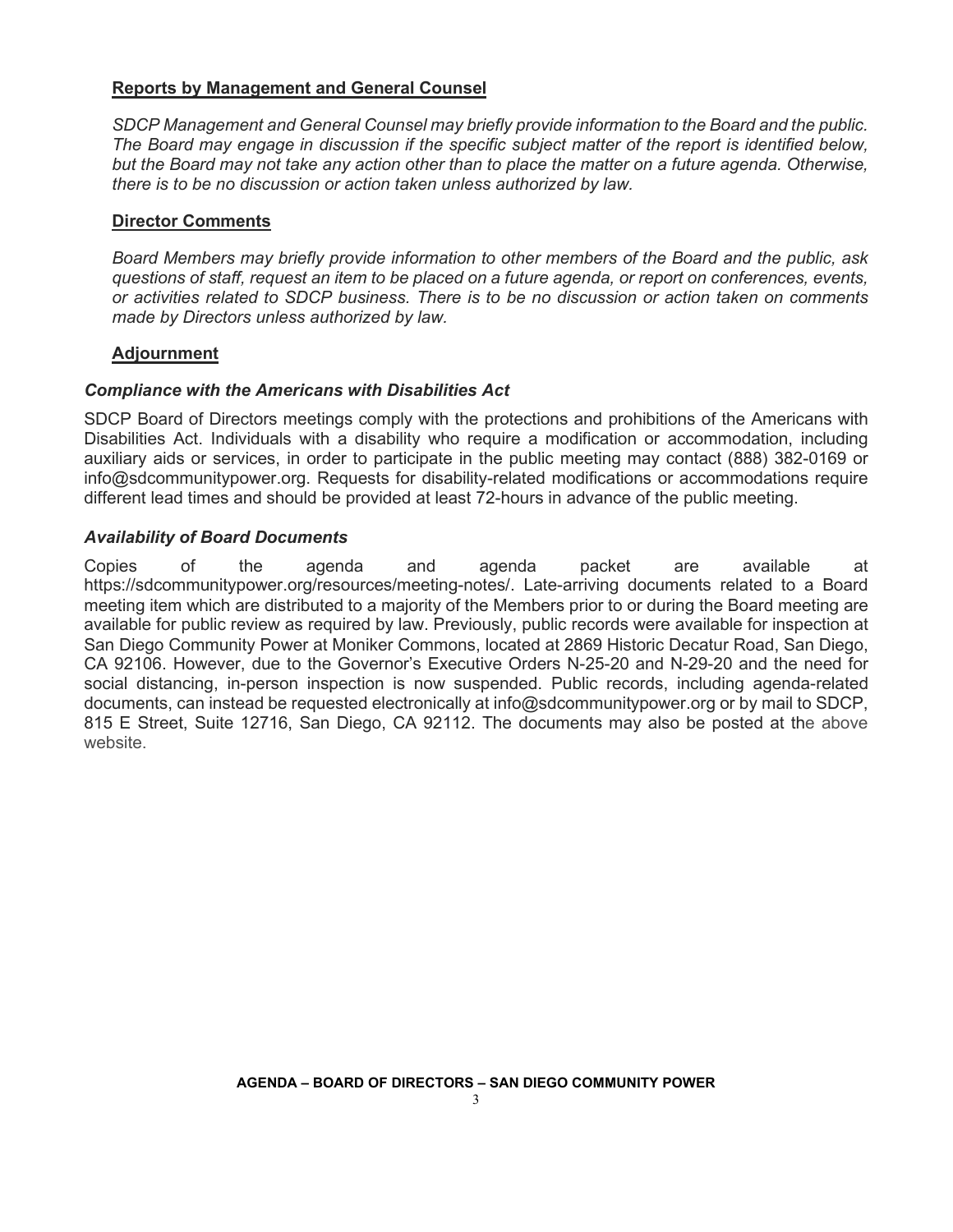**Reports by Management and General Counsel**

*SDCP Management and General Counsel may briefly provide information to the Board and the public. The Board may engage in discussion if the specific subject matter of the report is identified below, but the Board may not take any action other than to place the matter on a future agenda. Otherwise, there is to be no discussion or action taken unless authorized by law.*

**Director Comments**

*Board Members may briefly provide information to other members of the Board and the public, ask questions of staff, request an item to be placed on a future agenda, or report on conferences, events, or activities related to SDCP business. There is to be no discussion or action taken on comments made by Directors unless authorized by law.*

**Adjournment**

***Compliance with the Americans with Disabilities Act***

SDCP Board of Directors meetings comply with the protections and prohibitions of the Americans with Disabilities Act. Individuals with a disability who require a modification or accommodation, including auxiliary aids or services, in order to participate in the public meeting may contact (888) 382-0169 or info@sdcommunitypower.org. Requests for disability-related modifications or accommodations require different lead times and should be provided at least 72-hours in advance of the public meeting.

***Availability of Board Documents***

Copies of the agenda and agenda packet are available at https://sdcommunitypower.org/resources/meeting-notes/. Late-arriving documents related to a Board meeting item which are distributed to a majority of the Members prior to or during the Board meeting are available for public review as required by law. Previously, public records were available for inspection at San Diego Community Power at Moniker Commons, located at 2869 Historic Decatur Road, San Diego, CA 92106. However, due to the Governor's Executive Orders N-25-20 and N-29-20 and the need for social distancing, in-person inspection is now suspended. Public records, including agenda-related documents, can instead be requested electronically at info@sdcommunitypower.org or by mail to SDCP, 815 E Street, Suite 12716, San Diego, CA 92112. The documents may also be posted at the above website.